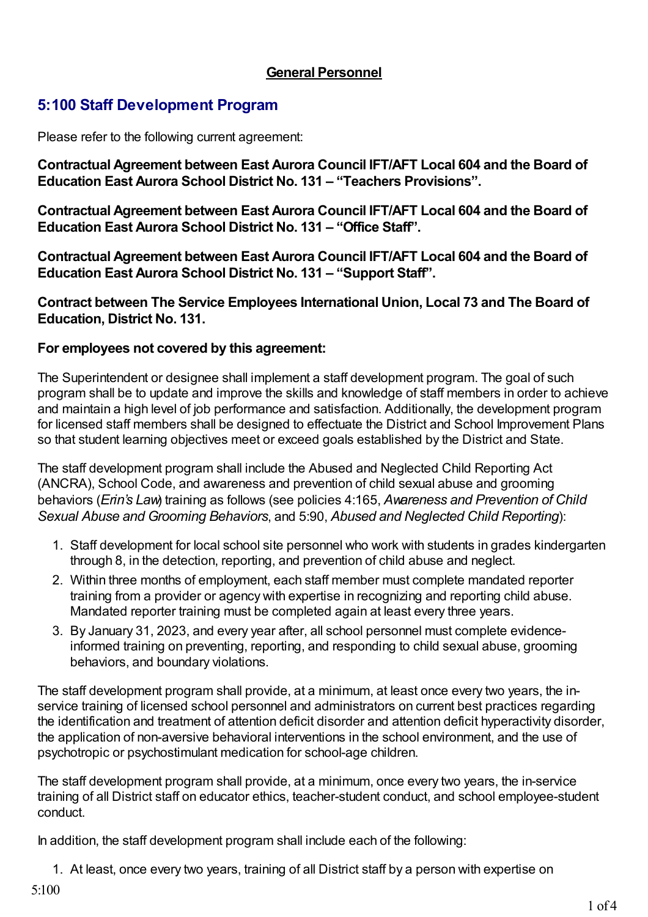**General Personnel**

## 5:100 Staff Development Program

Please refer to the following current agreement:

**Contractual Agreement between East Aurora Council IFT/AFT Local 604 and the Board of Education East Aurora School District No. 131 – "Teachers Provisions".**

**Contractual Agreement between East Aurora Council IFT/AFT Local 604 and the Board of Education East Aurora School District No. 131 – "Office Staff".**

**Contractual Agreement between East Aurora Council IFT/AFT Local 604 and the Board of Education East Aurora School District No. 131 – "Support Staff".**

**Contract between The Service Employees International Union, Local 73 and The Board of Education, District No. 131.**

**For employees not covered by this agreement:**

The Superintendent or designee shall implement a staff development program. The goal of such program shall be to update and improve the skills and knowledge of staff members in order to achieve and maintain a high level of job performance and satisfaction. Additionally, the development program for licensed staff members shall be designed to effectuate the District and School Improvement Plans so that student learning objectives meet or exceed goals established by the District and State.

The staff development program shall include the Abused and Neglected Child Reporting Act (ANCRA), School Code, and awareness and prevention of child sexual abuse and grooming behaviors (*Erin's Law*) training as follows (see policies 4:165, *Awareness and Prevention of Child Sexual Abuse and Grooming Behaviors*, and 5:90, *Abused and Neglected Child Reporting*):

1. Staff development for local school site personnel who work with students in grades kindergarten through 8, in the detection, reporting, and prevention of child abuse and neglect.
2. Within three months of employment, each staff member must complete mandated reporter training from a provider or agency with expertise in recognizing and reporting child abuse. Mandated reporter training must be completed again at least every three years.
3. By January 31, 2023, and every year after, all school personnel must complete evidence-informed training on preventing, reporting, and responding to child sexual abuse, grooming behaviors, and boundary violations.

The staff development program shall provide, at a minimum, at least once every two years, the in-service training of licensed school personnel and administrators on current best practices regarding the identification and treatment of attention deficit disorder and attention deficit hyperactivity disorder, the application of non-aversive behavioral interventions in the school environment, and the use of psychotropic or psychostimulant medication for school-age children.

The staff development program shall provide, at a minimum, once every two years, the in-service training of all District staff on educator ethics, teacher-student conduct, and school employee-student conduct.

In addition, the staff development program shall include each of the following:

1. At least, once every two years, training of all District staff by a person with expertise on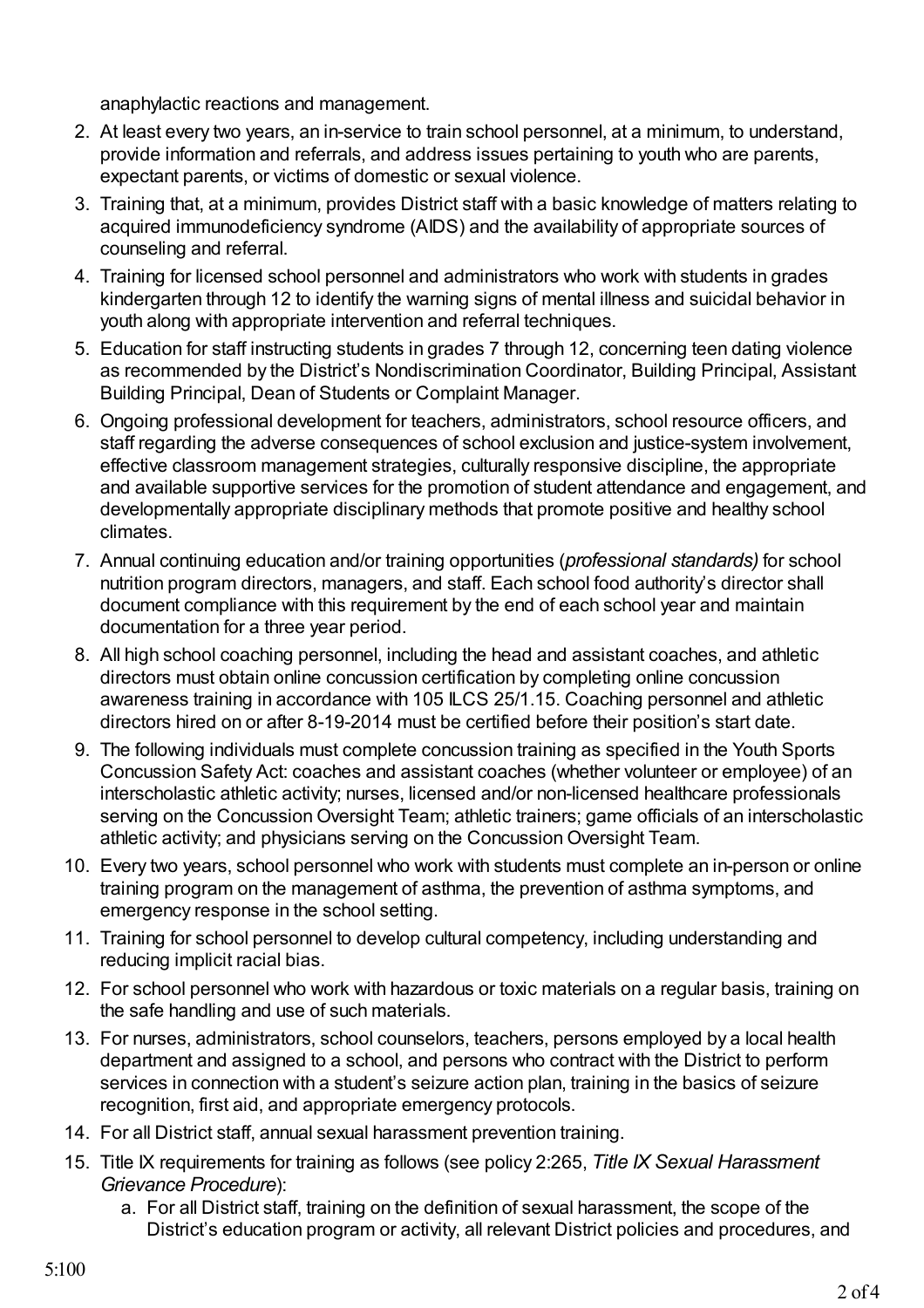anaphylactic reactions and management.

2. At least every two years, an in-service to train school personnel, at a minimum, to understand, provide information and referrals, and address issues pertaining to youth who are parents, expectant parents, or victims of domestic or sexual violence.
3. Training that, at a minimum, provides District staff with a basic knowledge of matters relating to acquired immunodeficiency syndrome (AIDS) and the availability of appropriate sources of counseling and referral.
4. Training for licensed school personnel and administrators who work with students in grades kindergarten through 12 to identify the warning signs of mental illness and suicidal behavior in youth along with appropriate intervention and referral techniques.
5. Education for staff instructing students in grades 7 through 12, concerning teen dating violence as recommended by the District's Nondiscrimination Coordinator, Building Principal, Assistant Building Principal, Dean of Students or Complaint Manager.
6. Ongoing professional development for teachers, administrators, school resource officers, and staff regarding the adverse consequences of school exclusion and justice-system involvement, effective classroom management strategies, culturally responsive discipline, the appropriate and available supportive services for the promotion of student attendance and engagement, and developmentally appropriate disciplinary methods that promote positive and healthy school climates.
7. Annual continuing education and/or training opportunities (*professional standards)* for school nutrition program directors, managers, and staff. Each school food authority's director shall document compliance with this requirement by the end of each school year and maintain documentation for a three year period.
8. All high school coaching personnel, including the head and assistant coaches, and athletic directors must obtain online concussion certification by completing online concussion awareness training in accordance with 105 ILCS 25/1.15. Coaching personnel and athletic directors hired on or after 8-19-2014 must be certified before their position's start date.
9. The following individuals must complete concussion training as specified in the Youth Sports Concussion Safety Act: coaches and assistant coaches (whether volunteer or employee) of an interscholastic athletic activity; nurses, licensed and/or non-licensed healthcare professionals serving on the Concussion Oversight Team; athletic trainers; game officials of an interscholastic athletic activity; and physicians serving on the Concussion Oversight Team.
10. Every two years, school personnel who work with students must complete an in-person or online training program on the management of asthma, the prevention of asthma symptoms, and emergency response in the school setting.
11. Training for school personnel to develop cultural competency, including understanding and reducing implicit racial bias.
12. For school personnel who work with hazardous or toxic materials on a regular basis, training on the safe handling and use of such materials.
13. For nurses, administrators, school counselors, teachers, persons employed by a local health department and assigned to a school, and persons who contract with the District to perform services in connection with a student's seizure action plan, training in the basics of seizure recognition, first aid, and appropriate emergency protocols.
14. For all District staff, annual sexual harassment prevention training.
15. Title IX requirements for training as follows (see policy 2:265, *Title IX Sexual Harassment Grievance Procedure*):
    a. For all District staff, training on the definition of sexual harassment, the scope of the District's education program or activity, all relevant District policies and procedures, and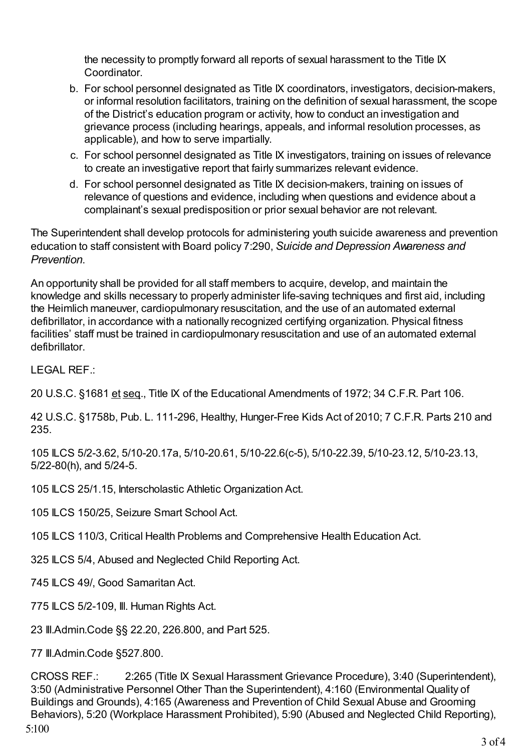the necessity to promptly forward all reports of sexual harassment to the Title IX Coordinator.

b. For school personnel designated as Title IX coordinators, investigators, decision-makers, or informal resolution facilitators, training on the definition of sexual harassment, the scope of the District's education program or activity, how to conduct an investigation and grievance process (including hearings, appeals, and informal resolution processes, as applicable), and how to serve impartially.

c. For school personnel designated as Title IX investigators, training on issues of relevance to create an investigative report that fairly summarizes relevant evidence.

d. For school personnel designated as Title IX decision-makers, training on issues of relevance of questions and evidence, including when questions and evidence about a complainant's sexual predisposition or prior sexual behavior are not relevant.

The Superintendent shall develop protocols for administering youth suicide awareness and prevention education to staff consistent with Board policy 7:290, *Suicide and Depression Awareness and Prevention*.

An opportunity shall be provided for all staff members to acquire, develop, and maintain the knowledge and skills necessary to properly administer life-saving techniques and first aid, including the Heimlich maneuver, cardiopulmonary resuscitation, and the use of an automated external defibrillator, in accordance with a nationally recognized certifying organization. Physical fitness facilities' staff must be trained in cardiopulmonary resuscitation and use of an automated external defibrillator.

LEGAL REF.:

20 U.S.C. §1681 et seq., Title IX of the Educational Amendments of 1972; 34 C.F.R. Part 106.

42 U.S.C. §1758b, Pub. L. 111-296, Healthy, Hunger-Free Kids Act of 2010; 7 C.F.R. Parts 210 and 235.

105 ILCS 5/2-3.62, 5/10-20.17a, 5/10-20.61, 5/10-22.6(c-5), 5/10-22.39, 5/10-23.12, 5/10-23.13, 5/22-80(h), and 5/24-5.

105 ILCS 25/1.15, Interscholastic Athletic Organization Act.

105 ILCS 150/25, Seizure Smart School Act.

105 ILCS 110/3, Critical Health Problems and Comprehensive Health Education Act.

325 ILCS 5/4, Abused and Neglected Child Reporting Act.

745 ILCS 49/, Good Samaritan Act.

775 ILCS 5/2-109, Ill. Human Rights Act.

23 Ill.Admin.Code §§ 22.20, 226.800, and Part 525.

77 Ill.Admin.Code §527.800.

CROSS REF.: 2:265 (Title IX Sexual Harassment Grievance Procedure), 3:40 (Superintendent), 3:50 (Administrative Personnel Other Than the Superintendent), 4:160 (Environmental Quality of Buildings and Grounds), 4:165 (Awareness and Prevention of Child Sexual Abuse and Grooming Behaviors), 5:20 (Workplace Harassment Prohibited), 5:90 (Abused and Neglected Child Reporting),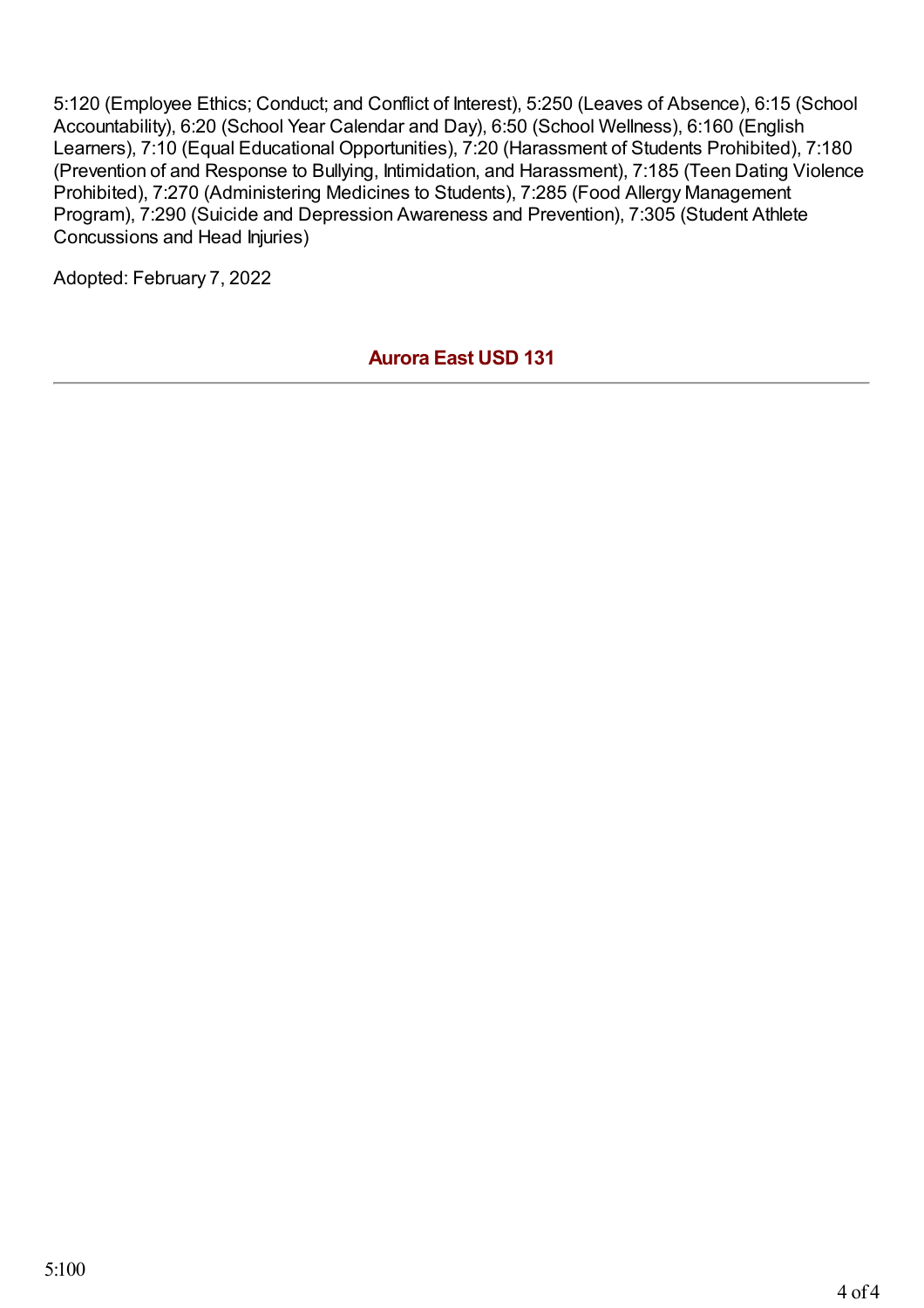5:120 (Employee Ethics; Conduct; and Conflict of Interest), 5:250 (Leaves of Absence), 6:15 (School Accountability), 6:20 (School Year Calendar and Day), 6:50 (School Wellness), 6:160 (English Learners), 7:10 (Equal Educational Opportunities), 7:20 (Harassment of Students Prohibited), 7:180 (Prevention of and Response to Bullying, Intimidation, and Harassment), 7:185 (Teen Dating Violence Prohibited), 7:270 (Administering Medicines to Students), 7:285 (Food Allergy Management Program), 7:290 (Suicide and Depression Awareness and Prevention), 7:305 (Student Athlete Concussions and Head Injuries)

Adopted: February 7, 2022

**Aurora East USD 131**

---